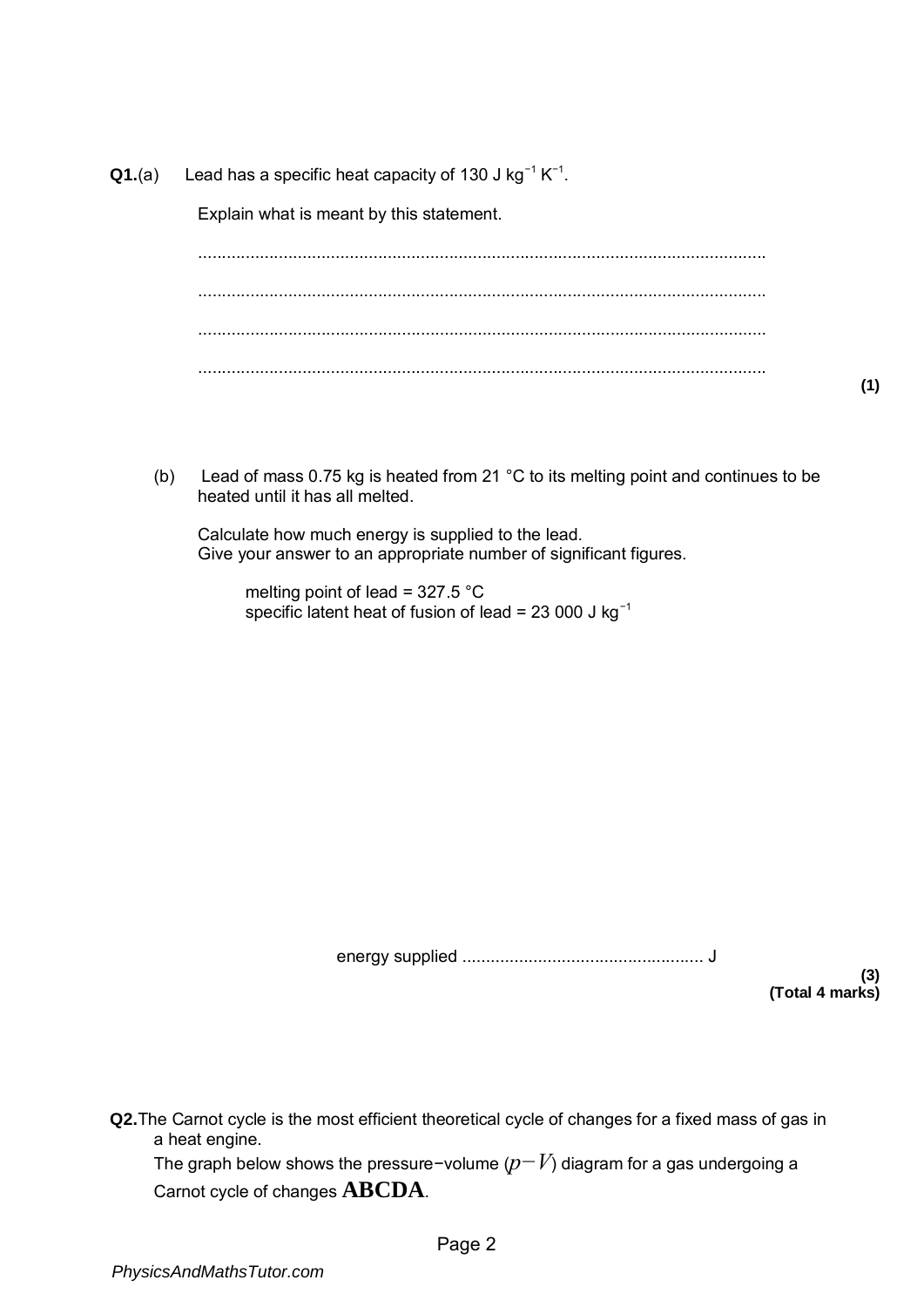**Q1.**(a) Lead has a specific heat capacity of 130 J kg$^{-1}$ K$^{-1}$.

Explain what is meant by this statement.

.......................................................................................................................

.......................................................................................................................

.......................................................................................................................

.......................................................................................................................

**(1)**

(b) Lead of mass 0.75 kg is heated from 21 °C to its melting point and continues to be heated until it has all melted.

Calculate how much energy is supplied to the lead.
Give your answer to an appropriate number of significant figures.

melting point of lead = 327.5 °C
specific latent heat of fusion of lead = 23 000 J kg$^{-1}$

energy supplied .................................................. J

**(3)**
**(Total 4 marks)**

**Q2.** The Carnot cycle is the most efficient theoretical cycle of changes for a fixed mass of gas in a heat engine.
The graph below shows the pressure−volume ($p-V$) diagram for a gas undergoing a Carnot cycle of changes **ABCDA**.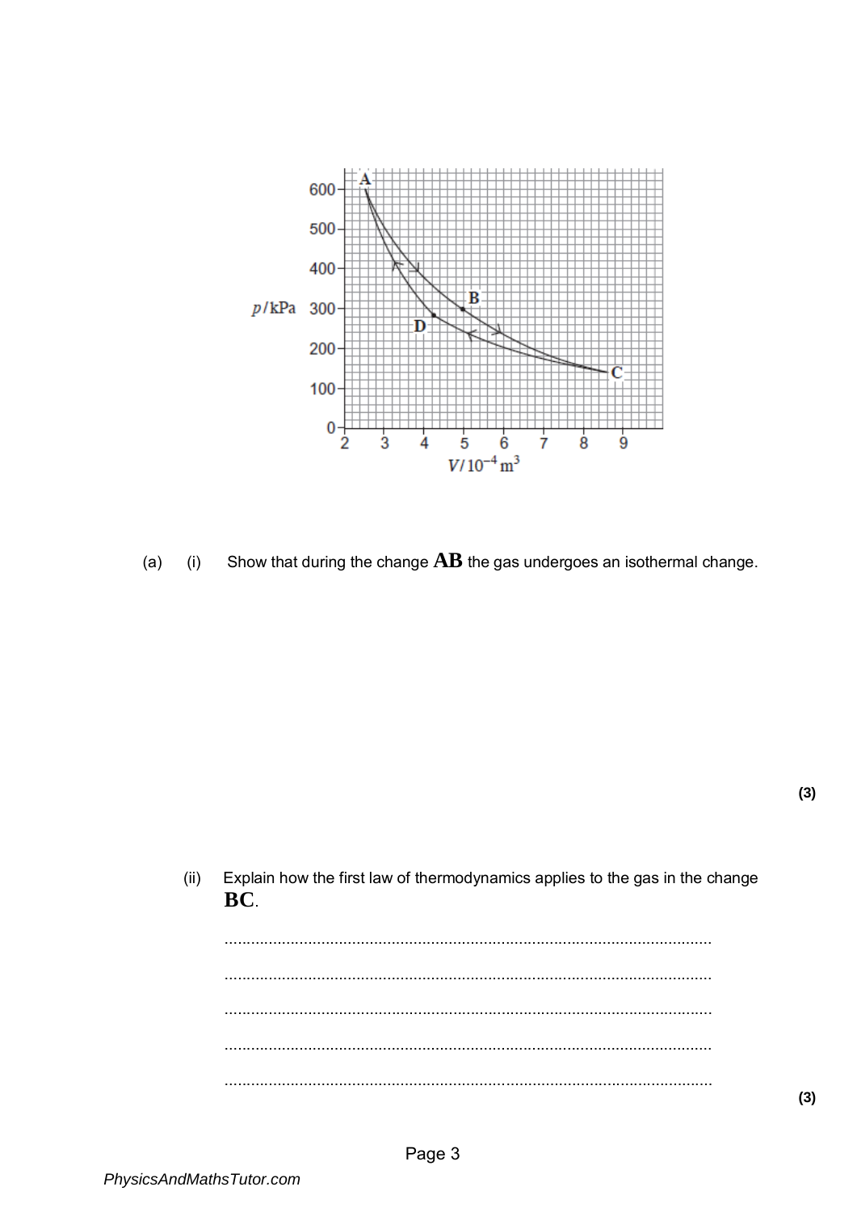(a) (i) Show that during the change **AB** the gas undergoes an isothermal change.

**(3)**

(ii) Explain how the first law of thermodynamics applies to the gas in the change **BC**.

...............................................................................................................

...............................................................................................................

...............................................................................................................

...............................................................................................................

...............................................................................................................

**(3)**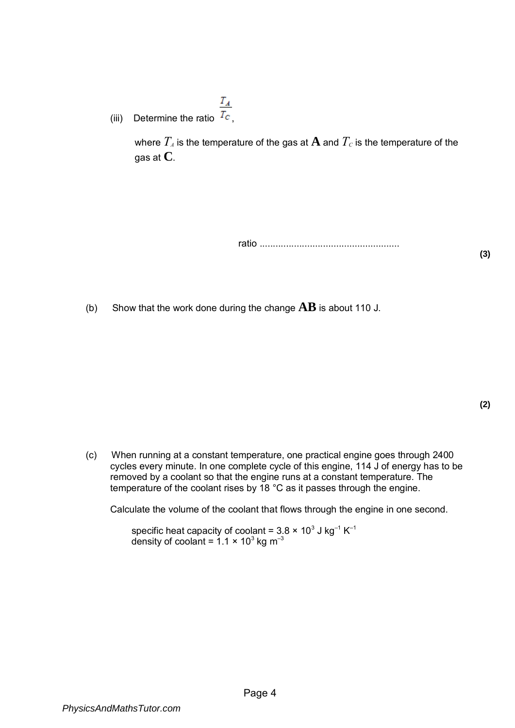(iii) Determine the ratio $\frac{T_A}{T_C}$,

where $T_A$ is the temperature of the gas at **A** and $T_C$ is the temperature of the gas at **C**.

ratio ....................................................

**(3)**

(b) Show that the work done during the change **AB** is about 110 J.

**(2)**

(c) When running at a constant temperature, one practical engine goes through 2400 cycles every minute. In one complete cycle of this engine, 114 J of energy has to be removed by a coolant so that the engine runs at a constant temperature. The temperature of the coolant rises by 18 °C as it passes through the engine.

Calculate the volume of the coolant that flows through the engine in one second.

specific heat capacity of coolant = $3.8 \times 10^3$ J kg$^{-1}$ K$^{-1}$
density of coolant = $1.1 \times 10^3$ kg m$^{-3}$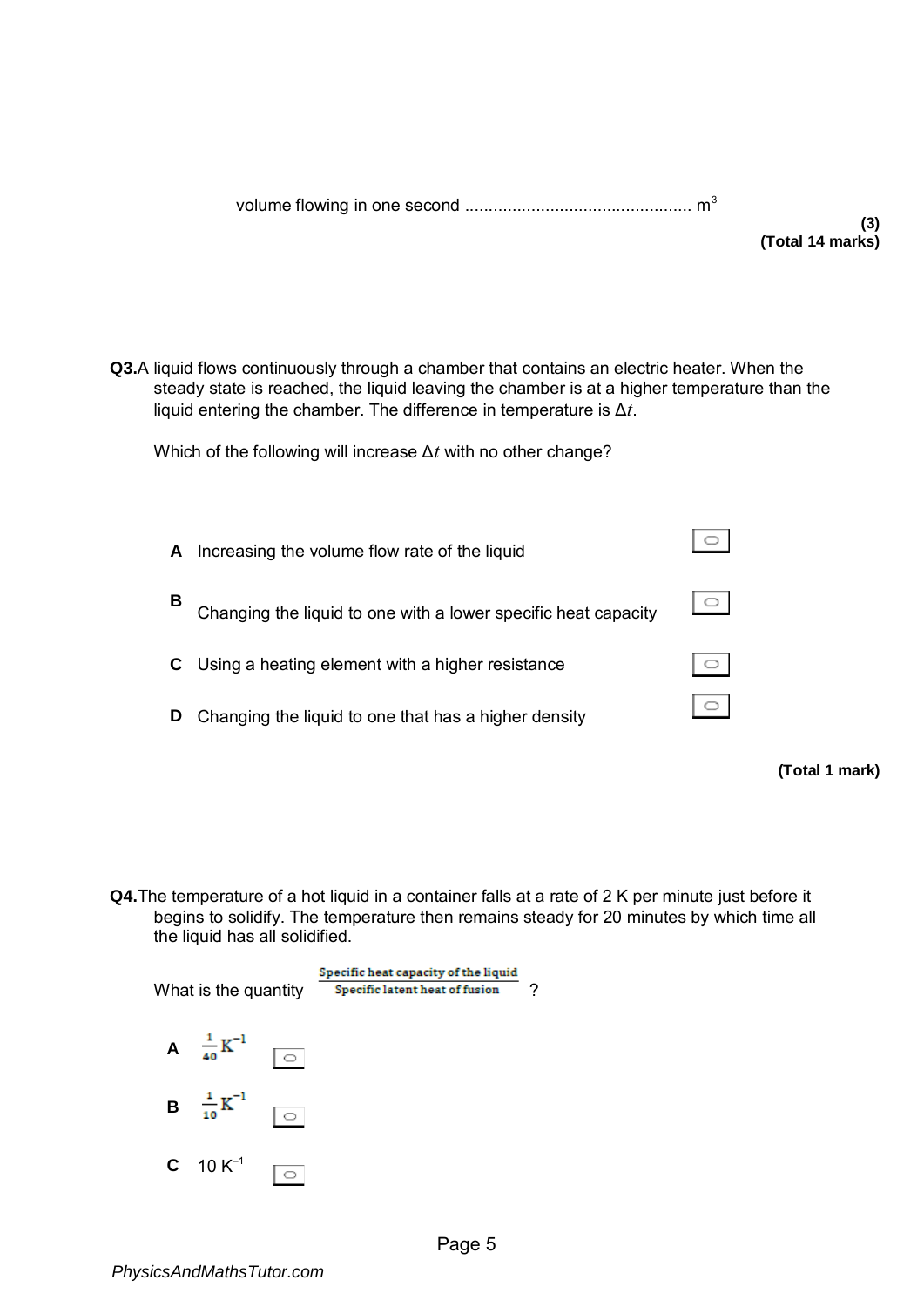volume flowing in one second ................................................ $m^3$

**(3)**
**(Total 14 marks)**

**Q3.** A liquid flows continuously through a chamber that contains an electric heater. When the steady state is reached, the liquid leaving the chamber is at a higher temperature than the liquid entering the chamber. The difference in temperature is $\Delta t$.

Which of the following will increase $\Delta t$ with no other change?

**A** Increasing the volume flow rate of the liquid

**B** Changing the liquid to one with a lower specific heat capacity

**C** Using a heating element with a higher resistance

**D** Changing the liquid to one that has a higher density

**(Total 1 mark)**

**Q4.** The temperature of a hot liquid in a container falls at a rate of 2 K per minute just before it begins to solidify. The temperature then remains steady for 20 minutes by which time all the liquid has all solidified.

What is the quantity $\frac{\text{Specific heat capacity of the liquid}}{\text{Specific latent heat of fusion}}$ ?

**A** $\frac{1}{40}\,\text{K}^{-1}$

**B** $\frac{1}{10}\,\text{K}^{-1}$

**C** $10\,\text{K}^{-1}$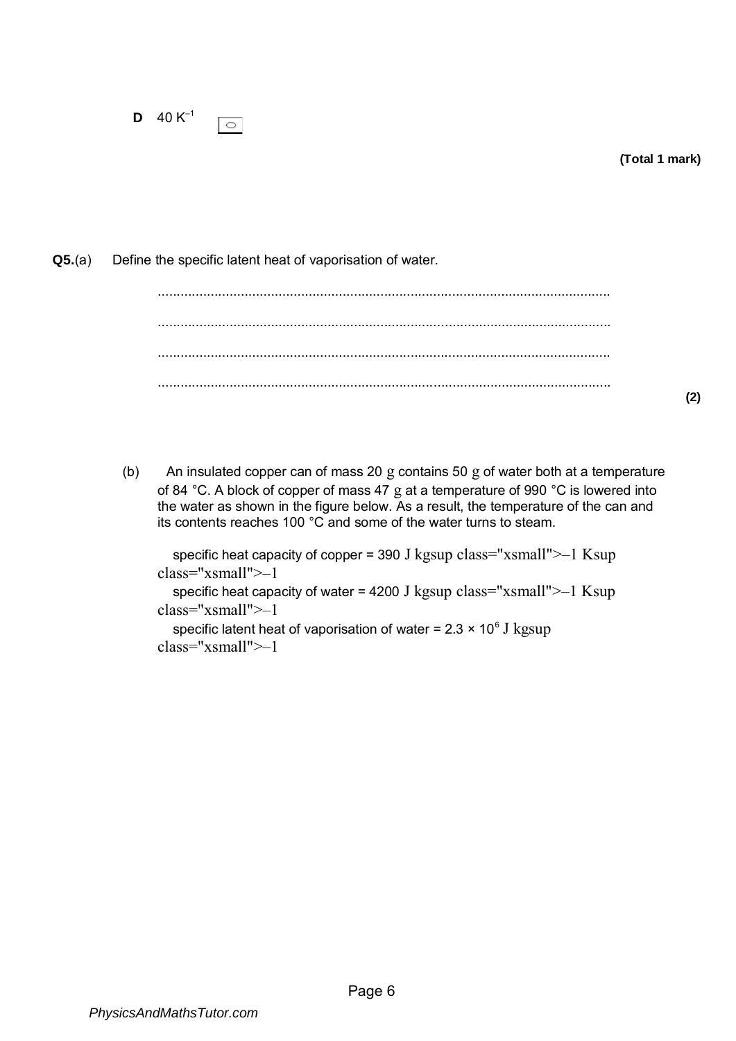**D** $40\ K^{-1}$ ☐

**(Total 1 mark)**

**Q5.**(a) Define the specific latent heat of vaporisation of water.

........................................................................................................................

........................................................................................................................

........................................................................................................................

........................................................................................................................

**(2)**

(b) An insulated copper can of mass 20 g contains 50 g of water both at a temperature of 84 °C. A block of copper of mass 47 g at a temperature of 990 °C is lowered into the water as shown in the figure below. As a result, the temperature of the can and its contents reaches 100 °C and some of the water turns to steam.

specific heat capacity of copper = 390 J kgsup class="xsmall">–1 Ksup class="xsmall">–1

specific heat capacity of water = 4200 J kgsup class="xsmall">–1 Ksup class="xsmall">–1

specific latent heat of vaporisation of water = $2.3 \times 10^6$ J kgsup class="xsmall">–1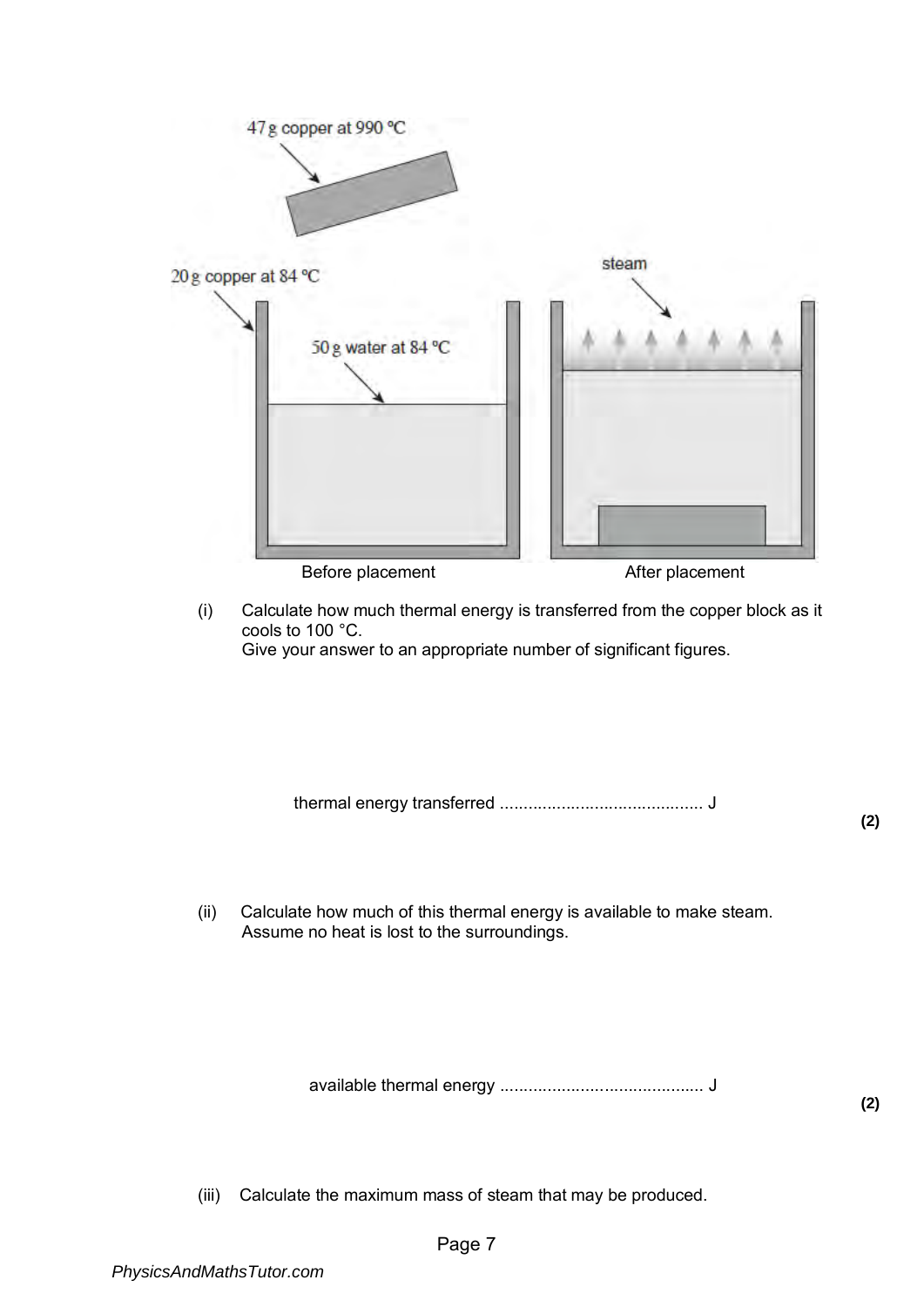47 g copper at 990 °C

20 g copper at 84 °C

50 g water at 84 °C

steam

Before placement

After placement

(i) Calculate how much thermal energy is transferred from the copper block as it cools to 100 °C.
Give your answer to an appropriate number of significant figures.

thermal energy transferred ........................................... J

**(2)**

(ii) Calculate how much of this thermal energy is available to make steam.
Assume no heat is lost to the surroundings.

available thermal energy ........................................... J

**(2)**

(iii) Calculate the maximum mass of steam that may be produced.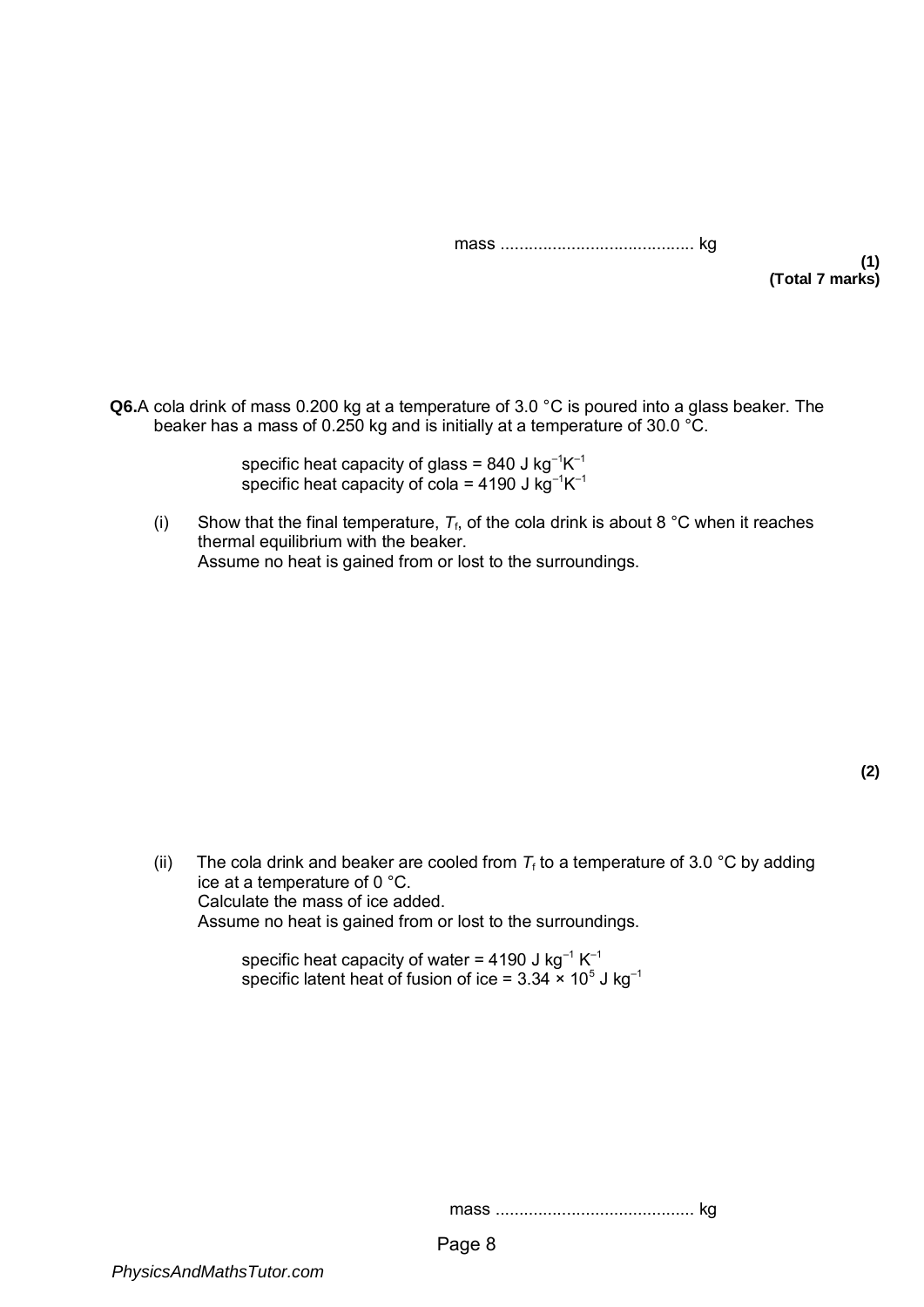mass ......................................... kg

**(1)**
**(Total 7 marks)**

**Q6.** A cola drink of mass 0.200 kg at a temperature of 3.0 °C is poured into a glass beaker. The beaker has a mass of 0.250 kg and is initially at a temperature of 30.0 °C.

specific heat capacity of glass = 840 J $kg^{-1}K^{-1}$
specific heat capacity of cola = 4190 J $kg^{-1}K^{-1}$

(i) Show that the final temperature, $T_f$, of the cola drink is about 8 °C when it reaches thermal equilibrium with the beaker.
Assume no heat is gained from or lost to the surroundings.

**(2)**

(ii) The cola drink and beaker are cooled from $T_f$ to a temperature of 3.0 °C by adding ice at a temperature of 0 °C.
Calculate the mass of ice added.
Assume no heat is gained from or lost to the surroundings.

specific heat capacity of water = 4190 J $kg^{-1}$ $K^{-1}$
specific latent heat of fusion of ice = $3.34 \times 10^5$ J $kg^{-1}$

mass .......................................... kg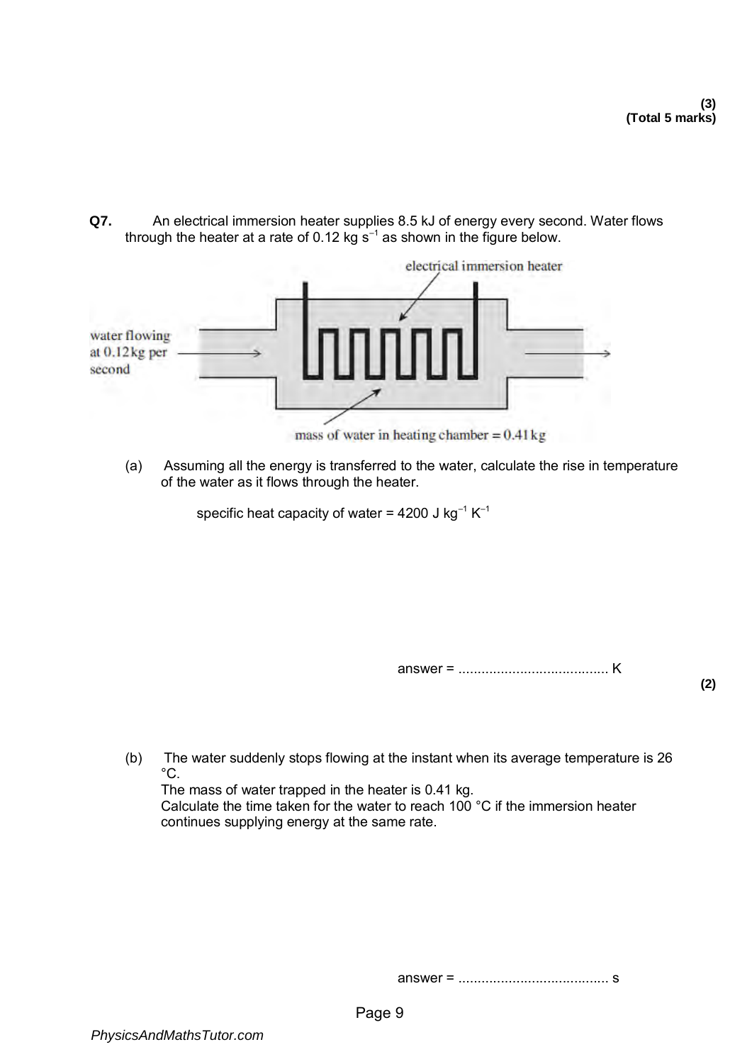**(3)**
**(Total 5 marks)**

**Q7.** An electrical immersion heater supplies 8.5 kJ of energy every second. Water flows through the heater at a rate of 0.12 kg $s^{-1}$ as shown in the figure below.

electrical immersion heater

water flowing at 0.12 kg per second

mass of water in heating chamber = 0.41 kg

(a) Assuming all the energy is transferred to the water, calculate the rise in temperature of the water as it flows through the heater.

specific heat capacity of water = 4200 J $kg^{-1}$ $K^{-1}$

answer = ....................................... K

**(2)**

(b) The water suddenly stops flowing at the instant when its average temperature is 26 °C.
The mass of water trapped in the heater is 0.41 kg.
Calculate the time taken for the water to reach 100 °C if the immersion heater continues supplying energy at the same rate.

answer = ....................................... s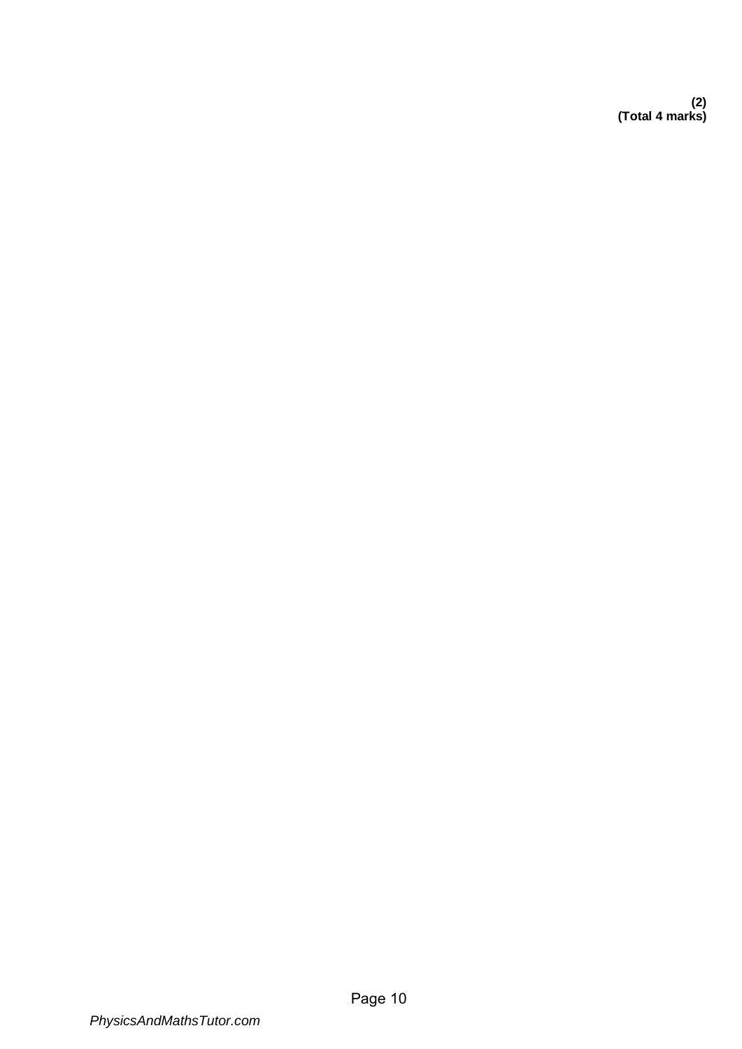**(2)**
**(Total 4 marks)**